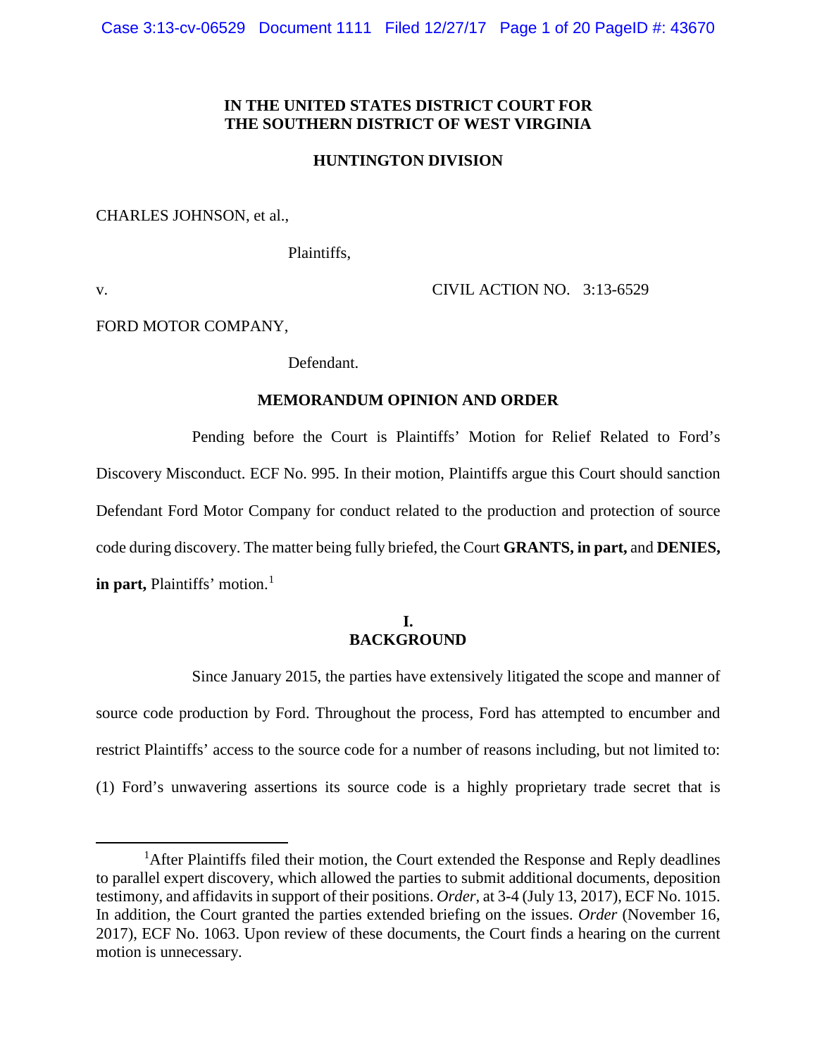**IN THE UNITED STATES DISTRICT COURT FOR THE SOUTHERN DISTRICT OF WEST VIRGINIA**

**HUNTINGTON DIVISION**

CHARLES JOHNSON, et al.,

Plaintiffs,

v. CIVIL ACTION NO. 3:13-6529

FORD MOTOR COMPANY,

Defendant.

**MEMORANDUM OPINION AND ORDER**

Pending before the Court is Plaintiffs' Motion for Relief Related to Ford's Discovery Misconduct. ECF No. 995. In their motion, Plaintiffs argue this Court should sanction Defendant Ford Motor Company for conduct related to the production and protection of source code during discovery. The matter being fully briefed, the Court **GRANTS, in part,** and **DENIES, in part,** Plaintiffs' motion.[1]

## I. BACKGROUND

Since January 2015, the parties have extensively litigated the scope and manner of source code production by Ford. Throughout the process, Ford has attempted to encumber and restrict Plaintiffs' access to the source code for a number of reasons including, but not limited to: (1) Ford's unwavering assertions its source code is a highly proprietary trade secret that is

---

[1] After Plaintiffs filed their motion, the Court extended the Response and Reply deadlines to parallel expert discovery, which allowed the parties to submit additional documents, deposition testimony, and affidavits in support of their positions. *Order*, at 3-4 (July 13, 2017), ECF No. 1015. In addition, the Court granted the parties extended briefing on the issues. *Order* (November 16, 2017), ECF No. 1063. Upon review of these documents, the Court finds a hearing on the current motion is unnecessary.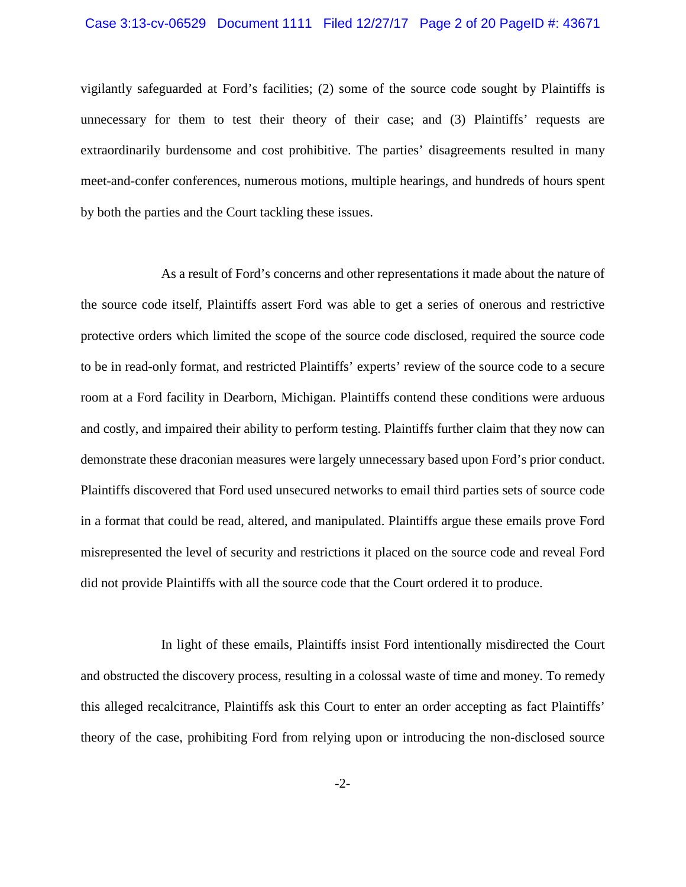vigilantly safeguarded at Ford's facilities; (2) some of the source code sought by Plaintiffs is unnecessary for them to test their theory of their case; and (3) Plaintiffs' requests are extraordinarily burdensome and cost prohibitive. The parties' disagreements resulted in many meet-and-confer conferences, numerous motions, multiple hearings, and hundreds of hours spent by both the parties and the Court tackling these issues.

As a result of Ford's concerns and other representations it made about the nature of the source code itself, Plaintiffs assert Ford was able to get a series of onerous and restrictive protective orders which limited the scope of the source code disclosed, required the source code to be in read-only format, and restricted Plaintiffs' experts' review of the source code to a secure room at a Ford facility in Dearborn, Michigan. Plaintiffs contend these conditions were arduous and costly, and impaired their ability to perform testing. Plaintiffs further claim that they now can demonstrate these draconian measures were largely unnecessary based upon Ford's prior conduct. Plaintiffs discovered that Ford used unsecured networks to email third parties sets of source code in a format that could be read, altered, and manipulated. Plaintiffs argue these emails prove Ford misrepresented the level of security and restrictions it placed on the source code and reveal Ford did not provide Plaintiffs with all the source code that the Court ordered it to produce.

In light of these emails, Plaintiffs insist Ford intentionally misdirected the Court and obstructed the discovery process, resulting in a colossal waste of time and money. To remedy this alleged recalcitrance, Plaintiffs ask this Court to enter an order accepting as fact Plaintiffs' theory of the case, prohibiting Ford from relying upon or introducing the non-disclosed source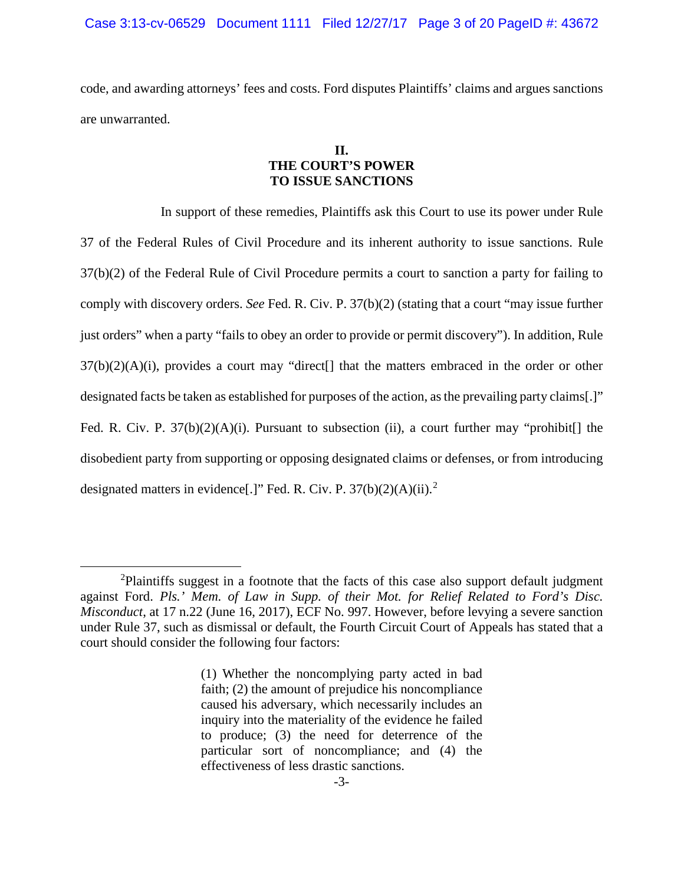code, and awarding attorneys' fees and costs. Ford disputes Plaintiffs' claims and argues sanctions are unwarranted.

## II.
## THE COURT'S POWER TO ISSUE SANCTIONS

In support of these remedies, Plaintiffs ask this Court to use its power under Rule 37 of the Federal Rules of Civil Procedure and its inherent authority to issue sanctions. Rule 37(b)(2) of the Federal Rule of Civil Procedure permits a court to sanction a party for failing to comply with discovery orders. *See* Fed. R. Civ. P. 37(b)(2) (stating that a court "may issue further just orders" when a party "fails to obey an order to provide or permit discovery"). In addition, Rule 37(b)(2)(A)(i), provides a court may "direct[] that the matters embraced in the order or other designated facts be taken as established for purposes of the action, as the prevailing party claims[.]" Fed. R. Civ. P. 37(b)(2)(A)(i). Pursuant to subsection (ii), a court further may "prohibit[] the disobedient party from supporting or opposing designated claims or defenses, or from introducing designated matters in evidence[.]" Fed. R. Civ. P. 37(b)(2)(A)(ii).[2]

---

[2] Plaintiffs suggest in a footnote that the facts of this case also support default judgment against Ford. *Pls.' Mem. of Law in Supp. of their Mot. for Relief Related to Ford's Disc. Misconduct*, at 17 n.22 (June 16, 2017), ECF No. 997. However, before levying a severe sanction under Rule 37, such as dismissal or default, the Fourth Circuit Court of Appeals has stated that a court should consider the following four factors:

> (1) Whether the noncomplying party acted in bad faith; (2) the amount of prejudice his noncompliance caused his adversary, which necessarily includes an inquiry into the materiality of the evidence he failed to produce; (3) the need for deterrence of the particular sort of noncompliance; and (4) the effectiveness of less drastic sanctions.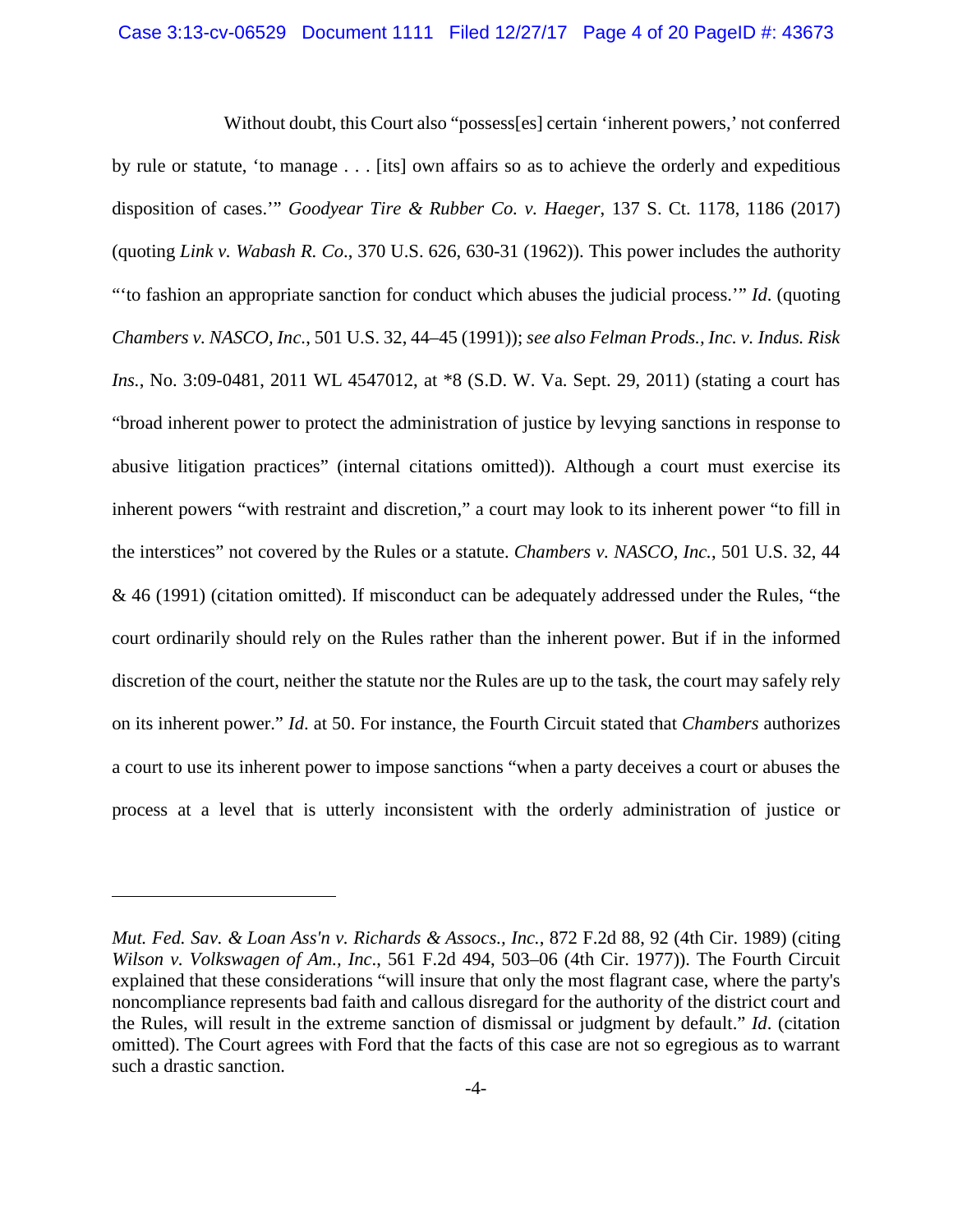Without doubt, this Court also "possess[es] certain 'inherent powers,' not conferred by rule or statute, 'to manage . . . [its] own affairs so as to achieve the orderly and expeditious disposition of cases.'" *Goodyear Tire & Rubber Co. v. Haeger*, 137 S. Ct. 1178, 1186 (2017) (quoting *Link v. Wabash R. Co*., 370 U.S. 626, 630-31 (1962)). This power includes the authority "'to fashion an appropriate sanction for conduct which abuses the judicial process.'" *Id*. (quoting *Chambers v. NASCO, Inc.*, 501 U.S. 32, 44–45 (1991)); *see also Felman Prods., Inc. v. Indus. Risk Ins.*, No. 3:09-0481, 2011 WL 4547012, at *8 (S.D. W. Va. Sept. 29, 2011) (stating a court has "broad inherent power to protect the administration of justice by levying sanctions in response to abusive litigation practices" (internal citations omitted)). Although a court must exercise its inherent powers "with restraint and discretion," a court may look to its inherent power "to fill in the interstices" not covered by the Rules or a statute. *Chambers v. NASCO, Inc.*, 501 U.S. 32, 44 & 46 (1991) (citation omitted). If misconduct can be adequately addressed under the Rules, "the court ordinarily should rely on the Rules rather than the inherent power. But if in the informed discretion of the court, neither the statute nor the Rules are up to the task, the court may safely rely on its inherent power." *Id*. at 50. For instance, the Fourth Circuit stated that *Chambers* authorizes a court to use its inherent power to impose sanctions "when a party deceives a court or abuses the process at a level that is utterly inconsistent with the orderly administration of justice or

---

*Mut. Fed. Sav. & Loan Ass'n v. Richards & Assocs., Inc.*, 872 F.2d 88, 92 (4th Cir. 1989) (citing *Wilson v. Volkswagen of Am., Inc*., 561 F.2d 494, 503–06 (4th Cir. 1977)). The Fourth Circuit explained that these considerations "will insure that only the most flagrant case, where the party's noncompliance represents bad faith and callous disregard for the authority of the district court and the Rules, will result in the extreme sanction of dismissal or judgment by default." *Id*. (citation omitted). The Court agrees with Ford that the facts of this case are not so egregious as to warrant such a drastic sanction.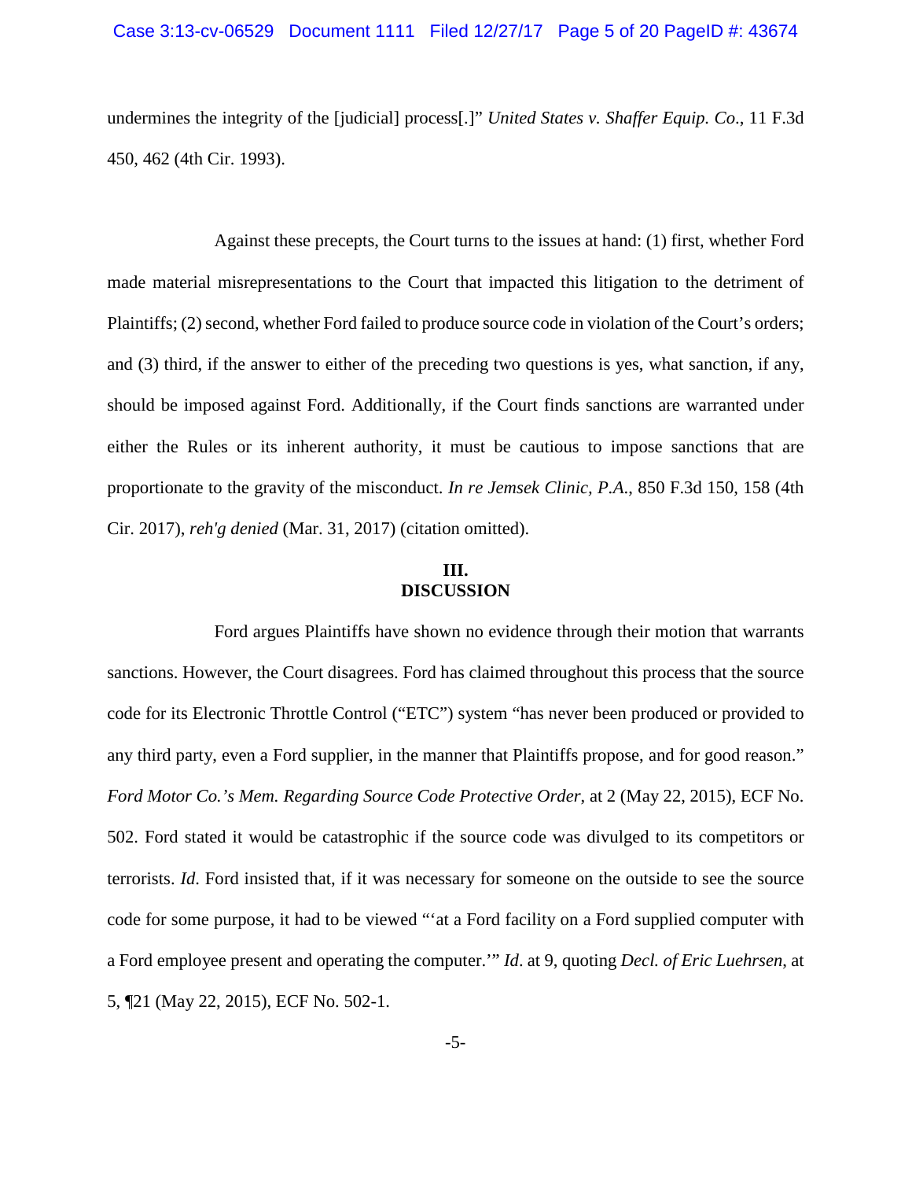undermines the integrity of the [judicial] process[.]" *United States v. Shaffer Equip. Co*., 11 F.3d 450, 462 (4th Cir. 1993).

Against these precepts, the Court turns to the issues at hand: (1) first, whether Ford made material misrepresentations to the Court that impacted this litigation to the detriment of Plaintiffs; (2) second, whether Ford failed to produce source code in violation of the Court's orders; and (3) third, if the answer to either of the preceding two questions is yes, what sanction, if any, should be imposed against Ford. Additionally, if the Court finds sanctions are warranted under either the Rules or its inherent authority, it must be cautious to impose sanctions that are proportionate to the gravity of the misconduct. *In re Jemsek Clinic, P.A*., 850 F.3d 150, 158 (4th Cir. 2017), *reh'g denied* (Mar. 31, 2017) (citation omitted).

## III.
## DISCUSSION

Ford argues Plaintiffs have shown no evidence through their motion that warrants sanctions. However, the Court disagrees. Ford has claimed throughout this process that the source code for its Electronic Throttle Control ("ETC") system "has never been produced or provided to any third party, even a Ford supplier, in the manner that Plaintiffs propose, and for good reason." *Ford Motor Co.'s Mem. Regarding Source Code Protective Order*, at 2 (May 22, 2015), ECF No. 502. Ford stated it would be catastrophic if the source code was divulged to its competitors or terrorists. *Id*. Ford insisted that, if it was necessary for someone on the outside to see the source code for some purpose, it had to be viewed "'at a Ford facility on a Ford supplied computer with a Ford employee present and operating the computer.'" *Id*. at 9, quoting *Decl. of Eric Luehrsen*, at 5, ¶21 (May 22, 2015), ECF No. 502-1.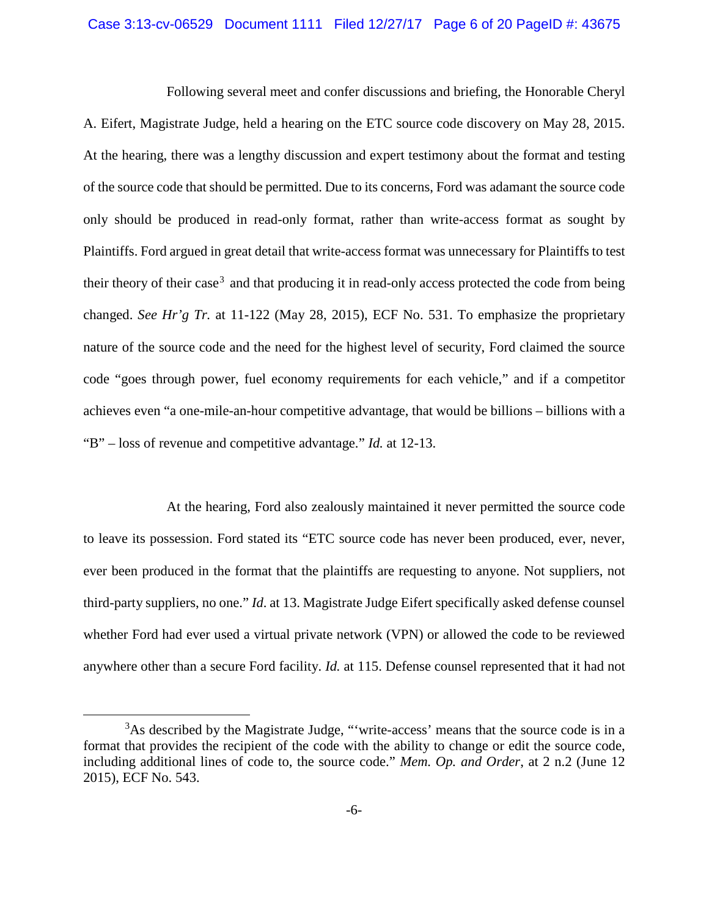Following several meet and confer discussions and briefing, the Honorable Cheryl A. Eifert, Magistrate Judge, held a hearing on the ETC source code discovery on May 28, 2015. At the hearing, there was a lengthy discussion and expert testimony about the format and testing of the source code that should be permitted. Due to its concerns, Ford was adamant the source code only should be produced in read-only format, rather than write-access format as sought by Plaintiffs. Ford argued in great detail that write-access format was unnecessary for Plaintiffs to test their theory of their case[3] and that producing it in read-only access protected the code from being changed. *See Hr'g Tr.* at 11-122 (May 28, 2015), ECF No. 531. To emphasize the proprietary nature of the source code and the need for the highest level of security, Ford claimed the source code "goes through power, fuel economy requirements for each vehicle," and if a competitor achieves even "a one-mile-an-hour competitive advantage, that would be billions – billions with a "B" – loss of revenue and competitive advantage." *Id.* at 12-13.

At the hearing, Ford also zealously maintained it never permitted the source code to leave its possession. Ford stated its "ETC source code has never been produced, ever, never, ever been produced in the format that the plaintiffs are requesting to anyone. Not suppliers, not third-party suppliers, no one." *Id*. at 13. Magistrate Judge Eifert specifically asked defense counsel whether Ford had ever used a virtual private network (VPN) or allowed the code to be reviewed anywhere other than a secure Ford facility. *Id.* at 115. Defense counsel represented that it had not

---

[3] As described by the Magistrate Judge, "'write-access' means that the source code is in a format that provides the recipient of the code with the ability to change or edit the source code, including additional lines of code to, the source code." *Mem. Op. and Order*, at 2 n.2 (June 12 2015), ECF No. 543.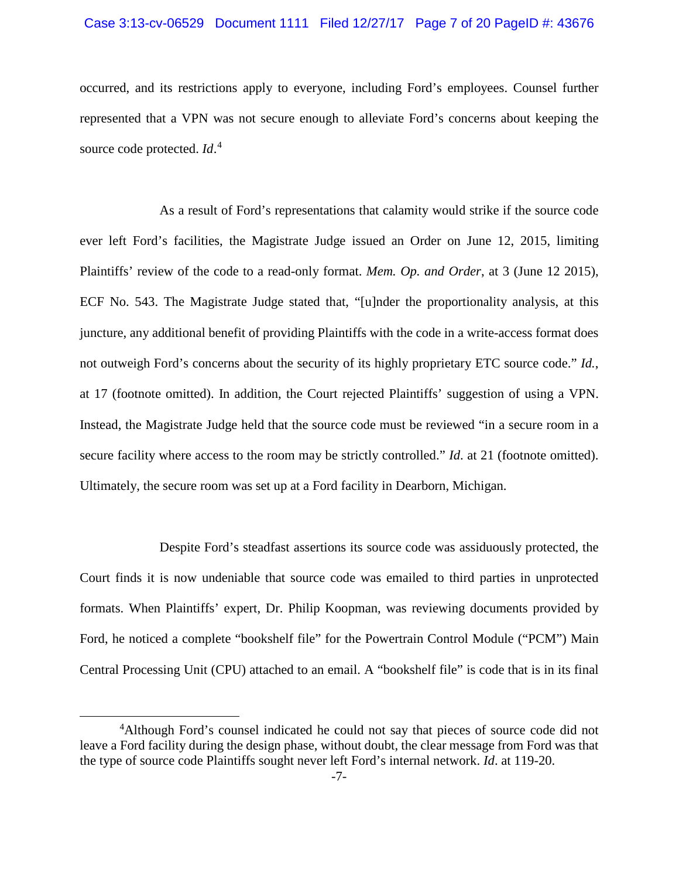occurred, and its restrictions apply to everyone, including Ford's employees. Counsel further represented that a VPN was not secure enough to alleviate Ford's concerns about keeping the source code protected. *Id*.[4]

As a result of Ford's representations that calamity would strike if the source code ever left Ford's facilities, the Magistrate Judge issued an Order on June 12, 2015, limiting Plaintiffs' review of the code to a read-only format. *Mem. Op. and Order*, at 3 (June 12 2015), ECF No. 543. The Magistrate Judge stated that, "[u]nder the proportionality analysis, at this juncture, any additional benefit of providing Plaintiffs with the code in a write-access format does not outweigh Ford's concerns about the security of its highly proprietary ETC source code." *Id.*, at 17 (footnote omitted). In addition, the Court rejected Plaintiffs' suggestion of using a VPN. Instead, the Magistrate Judge held that the source code must be reviewed "in a secure room in a secure facility where access to the room may be strictly controlled." *Id.* at 21 (footnote omitted). Ultimately, the secure room was set up at a Ford facility in Dearborn, Michigan.

Despite Ford's steadfast assertions its source code was assiduously protected, the Court finds it is now undeniable that source code was emailed to third parties in unprotected formats. When Plaintiffs' expert, Dr. Philip Koopman, was reviewing documents provided by Ford, he noticed a complete "bookshelf file" for the Powertrain Control Module ("PCM") Main Central Processing Unit (CPU) attached to an email. A "bookshelf file" is code that is in its final

[4]Although Ford's counsel indicated he could not say that pieces of source code did not leave a Ford facility during the design phase, without doubt, the clear message from Ford was that the type of source code Plaintiffs sought never left Ford's internal network. *Id*. at 119-20.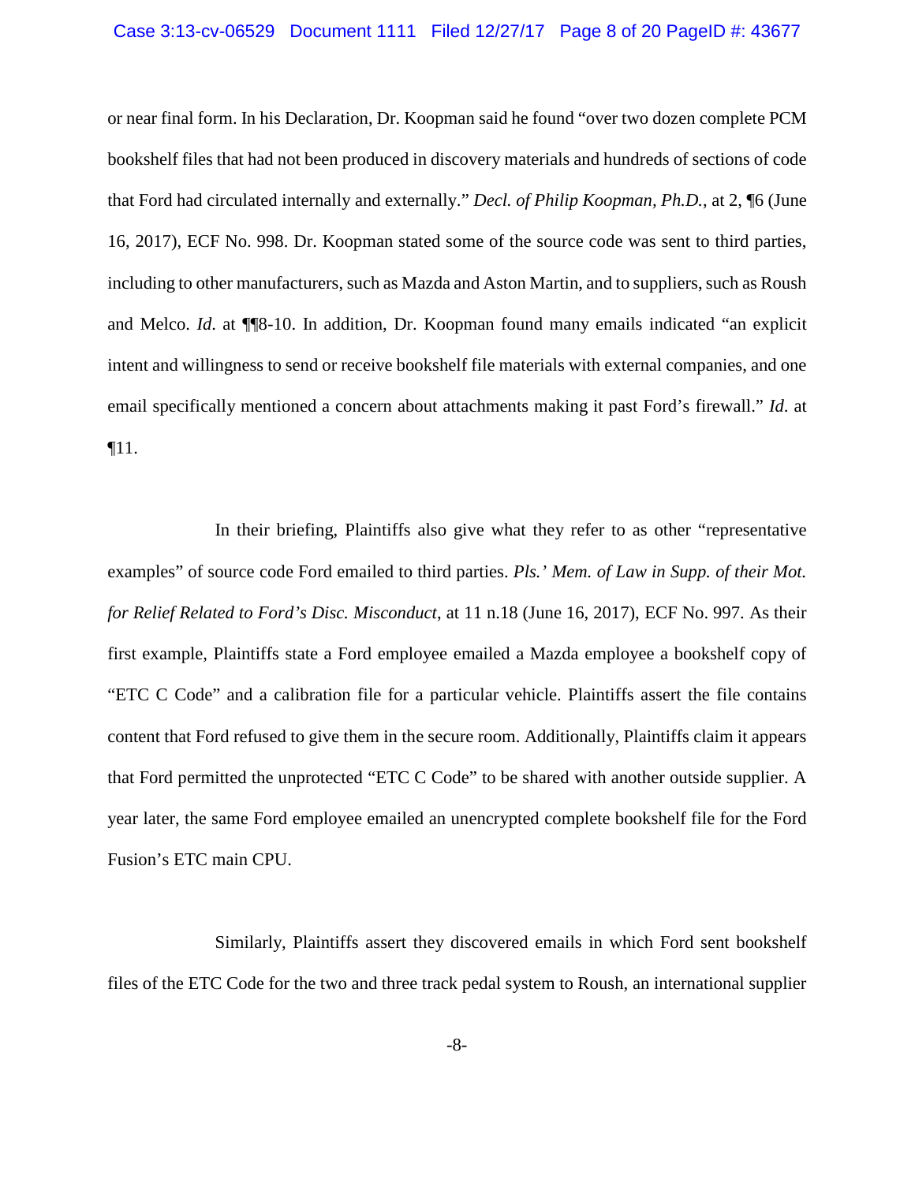or near final form. In his Declaration, Dr. Koopman said he found "over two dozen complete PCM bookshelf files that had not been produced in discovery materials and hundreds of sections of code that Ford had circulated internally and externally." *Decl. of Philip Koopman, Ph.D.*, at 2, ¶6 (June 16, 2017), ECF No. 998. Dr. Koopman stated some of the source code was sent to third parties, including to other manufacturers, such as Mazda and Aston Martin, and to suppliers, such as Roush and Melco. *Id.* at ¶¶8-10. In addition, Dr. Koopman found many emails indicated "an explicit intent and willingness to send or receive bookshelf file materials with external companies, and one email specifically mentioned a concern about attachments making it past Ford's firewall." *Id.* at ¶11.

In their briefing, Plaintiffs also give what they refer to as other "representative examples" of source code Ford emailed to third parties. *Pls.' Mem. of Law in Supp. of their Mot. for Relief Related to Ford's Disc. Misconduct*, at 11 n.18 (June 16, 2017), ECF No. 997. As their first example, Plaintiffs state a Ford employee emailed a Mazda employee a bookshelf copy of "ETC C Code" and a calibration file for a particular vehicle. Plaintiffs assert the file contains content that Ford refused to give them in the secure room. Additionally, Plaintiffs claim it appears that Ford permitted the unprotected "ETC C Code" to be shared with another outside supplier. A year later, the same Ford employee emailed an unencrypted complete bookshelf file for the Ford Fusion's ETC main CPU.

Similarly, Plaintiffs assert they discovered emails in which Ford sent bookshelf files of the ETC Code for the two and three track pedal system to Roush, an international supplier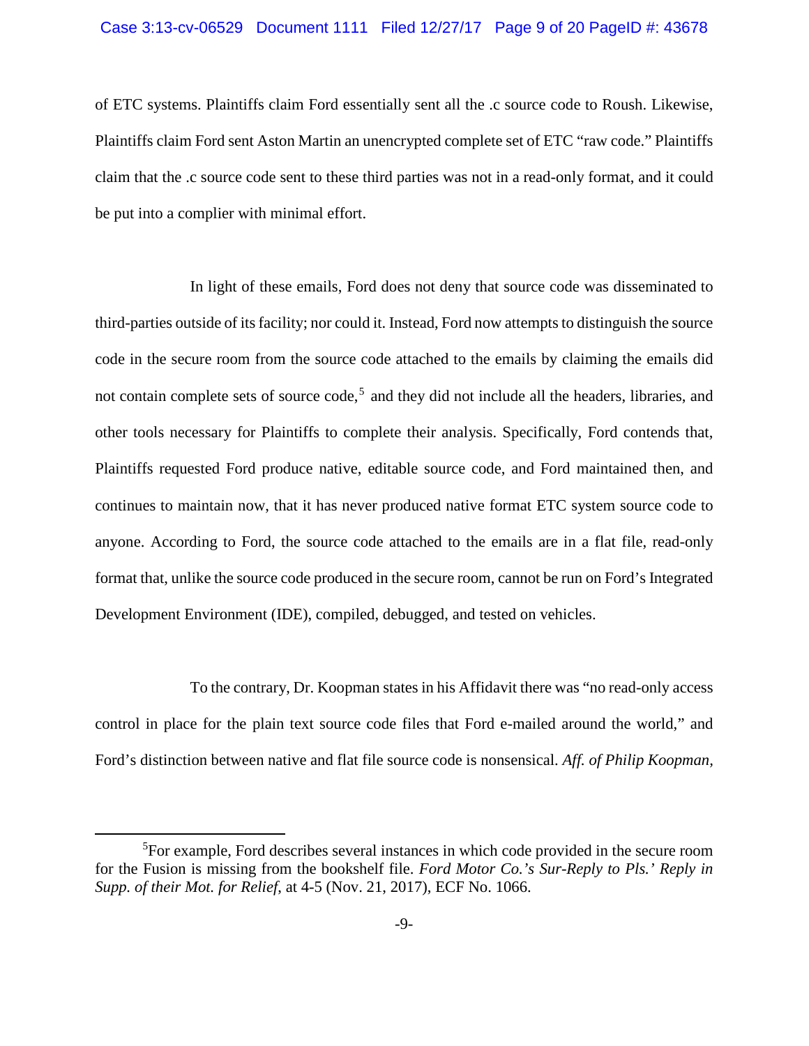of ETC systems. Plaintiffs claim Ford essentially sent all the .c source code to Roush. Likewise, Plaintiffs claim Ford sent Aston Martin an unencrypted complete set of ETC "raw code." Plaintiffs claim that the .c source code sent to these third parties was not in a read-only format, and it could be put into a complier with minimal effort.

In light of these emails, Ford does not deny that source code was disseminated to third-parties outside of its facility; nor could it. Instead, Ford now attempts to distinguish the source code in the secure room from the source code attached to the emails by claiming the emails did not contain complete sets of source code,[5] and they did not include all the headers, libraries, and other tools necessary for Plaintiffs to complete their analysis. Specifically, Ford contends that, Plaintiffs requested Ford produce native, editable source code, and Ford maintained then, and continues to maintain now, that it has never produced native format ETC system source code to anyone. According to Ford, the source code attached to the emails are in a flat file, read-only format that, unlike the source code produced in the secure room, cannot be run on Ford's Integrated Development Environment (IDE), compiled, debugged, and tested on vehicles.

To the contrary, Dr. Koopman states in his Affidavit there was "no read-only access control in place for the plain text source code files that Ford e-mailed around the world," and Ford's distinction between native and flat file source code is nonsensical. *Aff. of Philip Koopman,*

---

[5]For example, Ford describes several instances in which code provided in the secure room for the Fusion is missing from the bookshelf file. *Ford Motor Co.'s Sur-Reply to Pls.' Reply in Supp. of their Mot. for Relief*, at 4-5 (Nov. 21, 2017), ECF No. 1066.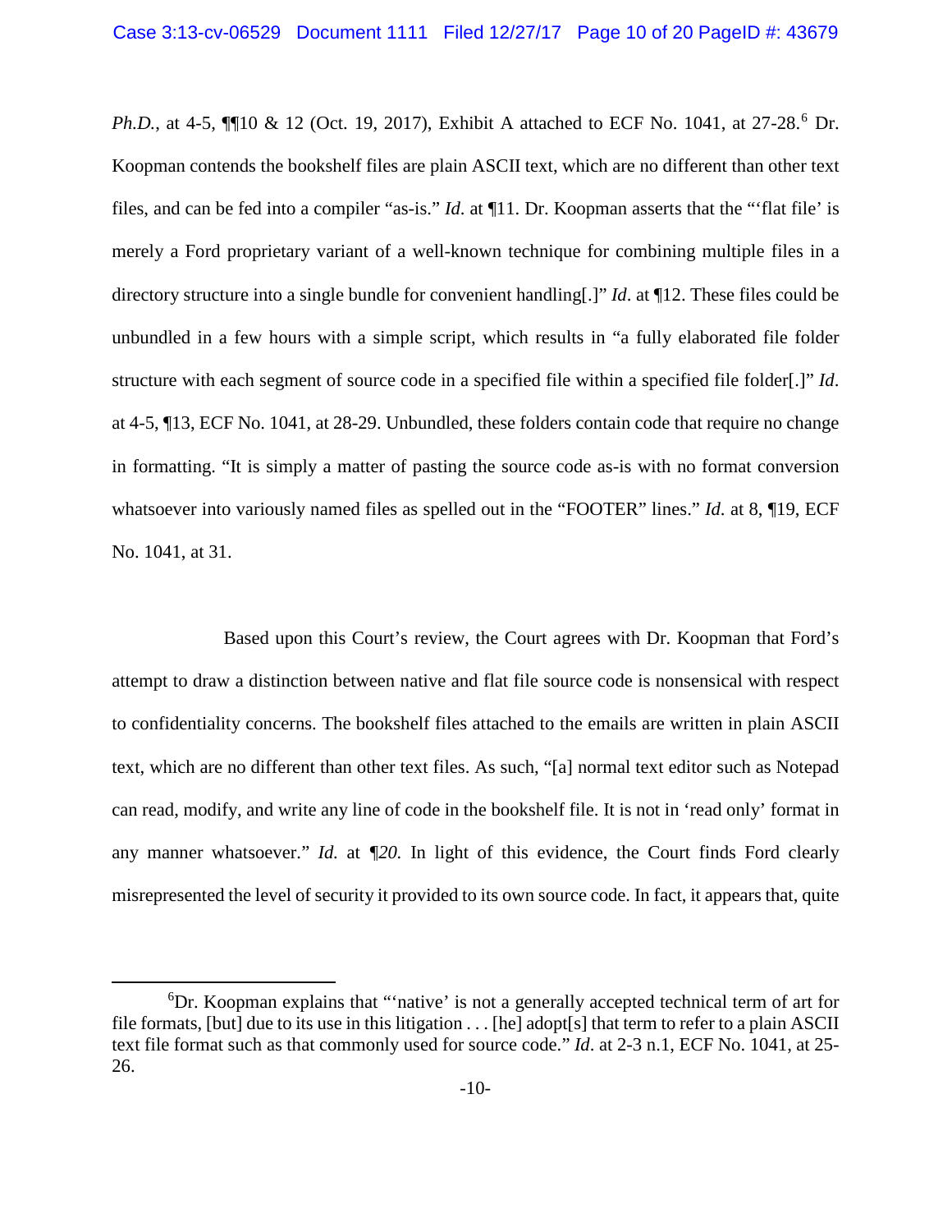*Ph.D.*, at 4-5, ¶¶10 & 12 (Oct. 19, 2017), Exhibit A attached to ECF No. 1041, at 27-28.[6] Dr. Koopman contends the bookshelf files are plain ASCII text, which are no different than other text files, and can be fed into a compiler "as-is." *Id.* at ¶11. Dr. Koopman asserts that the "'flat file' is merely a Ford proprietary variant of a well-known technique for combining multiple files in a directory structure into a single bundle for convenient handling[.]" *Id*. at ¶12. These files could be unbundled in a few hours with a simple script, which results in "a fully elaborated file folder structure with each segment of source code in a specified file within a specified file folder[.]" *Id*. at 4-5, ¶13, ECF No. 1041, at 28-29. Unbundled, these folders contain code that require no change in formatting. "It is simply a matter of pasting the source code as-is with no format conversion whatsoever into variously named files as spelled out in the "FOOTER" lines." *Id.* at 8, ¶19, ECF No. 1041, at 31.

Based upon this Court's review, the Court agrees with Dr. Koopman that Ford's attempt to draw a distinction between native and flat file source code is nonsensical with respect to confidentiality concerns. The bookshelf files attached to the emails are written in plain ASCII text, which are no different than other text files. As such, "[a] normal text editor such as Notepad can read, modify, and write any line of code in the bookshelf file. It is not in 'read only' format in any manner whatsoever." *Id.* at *¶20.* In light of this evidence, the Court finds Ford clearly misrepresented the level of security it provided to its own source code. In fact, it appears that, quite

---

[6]Dr. Koopman explains that "'native' is not a generally accepted technical term of art for file formats, [but] due to its use in this litigation . . . [he] adopt[s] that term to refer to a plain ASCII text file format such as that commonly used for source code." *Id*. at 2-3 n.1, ECF No. 1041, at 25-26.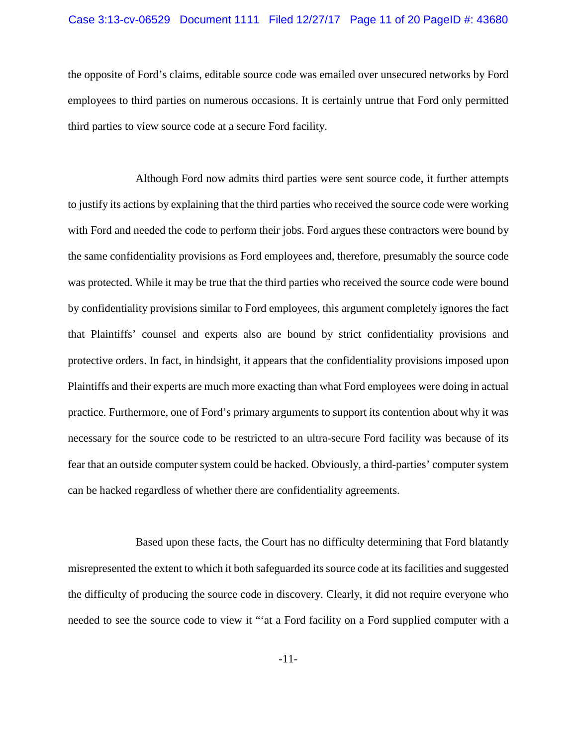the opposite of Ford's claims, editable source code was emailed over unsecured networks by Ford employees to third parties on numerous occasions. It is certainly untrue that Ford only permitted third parties to view source code at a secure Ford facility.

Although Ford now admits third parties were sent source code, it further attempts to justify its actions by explaining that the third parties who received the source code were working with Ford and needed the code to perform their jobs. Ford argues these contractors were bound by the same confidentiality provisions as Ford employees and, therefore, presumably the source code was protected. While it may be true that the third parties who received the source code were bound by confidentiality provisions similar to Ford employees, this argument completely ignores the fact that Plaintiffs' counsel and experts also are bound by strict confidentiality provisions and protective orders. In fact, in hindsight, it appears that the confidentiality provisions imposed upon Plaintiffs and their experts are much more exacting than what Ford employees were doing in actual practice. Furthermore, one of Ford's primary arguments to support its contention about why it was necessary for the source code to be restricted to an ultra-secure Ford facility was because of its fear that an outside computer system could be hacked. Obviously, a third-parties' computer system can be hacked regardless of whether there are confidentiality agreements.

Based upon these facts, the Court has no difficulty determining that Ford blatantly misrepresented the extent to which it both safeguarded its source code at its facilities and suggested the difficulty of producing the source code in discovery. Clearly, it did not require everyone who needed to see the source code to view it "'at a Ford facility on a Ford supplied computer with a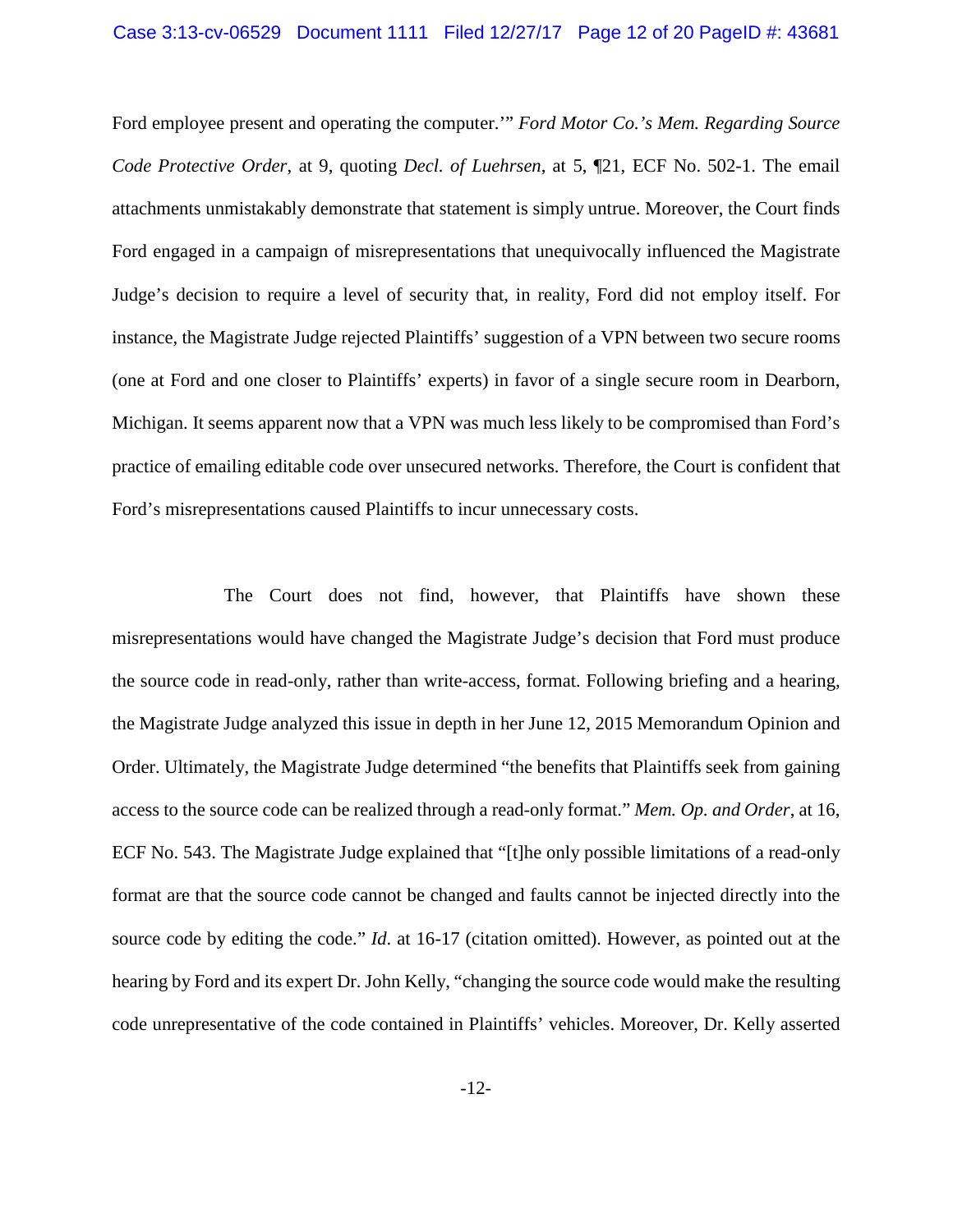Ford employee present and operating the computer.'" *Ford Motor Co.'s Mem. Regarding Source Code Protective Order*, at 9, quoting *Decl. of Luehrsen*, at 5, ¶21, ECF No. 502-1. The email attachments unmistakably demonstrate that statement is simply untrue. Moreover, the Court finds Ford engaged in a campaign of misrepresentations that unequivocally influenced the Magistrate Judge's decision to require a level of security that, in reality, Ford did not employ itself. For instance, the Magistrate Judge rejected Plaintiffs' suggestion of a VPN between two secure rooms (one at Ford and one closer to Plaintiffs' experts) in favor of a single secure room in Dearborn, Michigan. It seems apparent now that a VPN was much less likely to be compromised than Ford's practice of emailing editable code over unsecured networks. Therefore, the Court is confident that Ford's misrepresentations caused Plaintiffs to incur unnecessary costs.

The Court does not find, however, that Plaintiffs have shown these misrepresentations would have changed the Magistrate Judge's decision that Ford must produce the source code in read-only, rather than write-access, format. Following briefing and a hearing, the Magistrate Judge analyzed this issue in depth in her June 12, 2015 Memorandum Opinion and Order. Ultimately, the Magistrate Judge determined "the benefits that Plaintiffs seek from gaining access to the source code can be realized through a read-only format." *Mem. Op. and Order*, at 16, ECF No. 543. The Magistrate Judge explained that "[t]he only possible limitations of a read-only format are that the source code cannot be changed and faults cannot be injected directly into the source code by editing the code." *Id.* at 16-17 (citation omitted). However, as pointed out at the hearing by Ford and its expert Dr. John Kelly, "changing the source code would make the resulting code unrepresentative of the code contained in Plaintiffs' vehicles. Moreover, Dr. Kelly asserted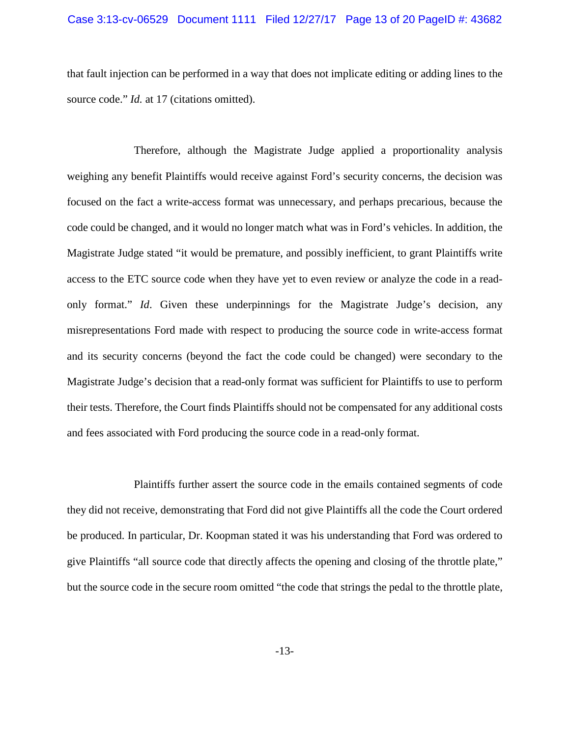that fault injection can be performed in a way that does not implicate editing or adding lines to the source code." *Id.* at 17 (citations omitted).

Therefore, although the Magistrate Judge applied a proportionality analysis weighing any benefit Plaintiffs would receive against Ford's security concerns, the decision was focused on the fact a write-access format was unnecessary, and perhaps precarious, because the code could be changed, and it would no longer match what was in Ford's vehicles. In addition, the Magistrate Judge stated "it would be premature, and possibly inefficient, to grant Plaintiffs write access to the ETC source code when they have yet to even review or analyze the code in a read-only format." *Id*. Given these underpinnings for the Magistrate Judge's decision, any misrepresentations Ford made with respect to producing the source code in write-access format and its security concerns (beyond the fact the code could be changed) were secondary to the Magistrate Judge's decision that a read-only format was sufficient for Plaintiffs to use to perform their tests. Therefore, the Court finds Plaintiffs should not be compensated for any additional costs and fees associated with Ford producing the source code in a read-only format.

Plaintiffs further assert the source code in the emails contained segments of code they did not receive, demonstrating that Ford did not give Plaintiffs all the code the Court ordered be produced. In particular, Dr. Koopman stated it was his understanding that Ford was ordered to give Plaintiffs "all source code that directly affects the opening and closing of the throttle plate," but the source code in the secure room omitted "the code that strings the pedal to the throttle plate,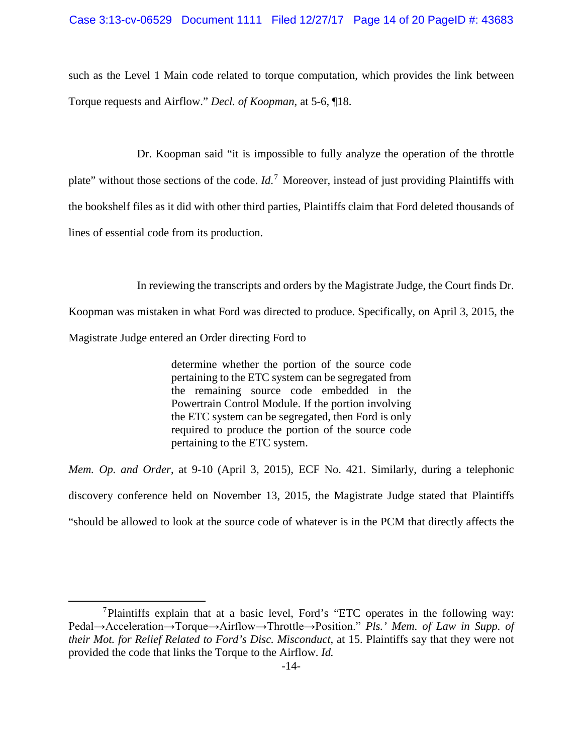such as the Level 1 Main code related to torque computation, which provides the link between Torque requests and Airflow." *Decl. of Koopman*, at 5-6, ¶18.

Dr. Koopman said "it is impossible to fully analyze the operation of the throttle plate" without those sections of the code. *Id.*[7] Moreover, instead of just providing Plaintiffs with the bookshelf files as it did with other third parties, Plaintiffs claim that Ford deleted thousands of lines of essential code from its production.

In reviewing the transcripts and orders by the Magistrate Judge, the Court finds Dr. Koopman was mistaken in what Ford was directed to produce. Specifically, on April 3, 2015, the Magistrate Judge entered an Order directing Ford to

> determine whether the portion of the source code pertaining to the ETC system can be segregated from the remaining source code embedded in the Powertrain Control Module. If the portion involving the ETC system can be segregated, then Ford is only required to produce the portion of the source code pertaining to the ETC system.

*Mem. Op. and Order*, at 9-10 (April 3, 2015), ECF No. 421. Similarly, during a telephonic discovery conference held on November 13, 2015, the Magistrate Judge stated that Plaintiffs "should be allowed to look at the source code of whatever is in the PCM that directly affects the

---

[7] Plaintiffs explain that at a basic level, Ford's "ETC operates in the following way: Pedal→Acceleration→Torque→Airflow→Throttle→Position." *Pls.' Mem. of Law in Supp. of their Mot. for Relief Related to Ford's Disc. Misconduct*, at 15. Plaintiffs say that they were not provided the code that links the Torque to the Airflow. *Id.*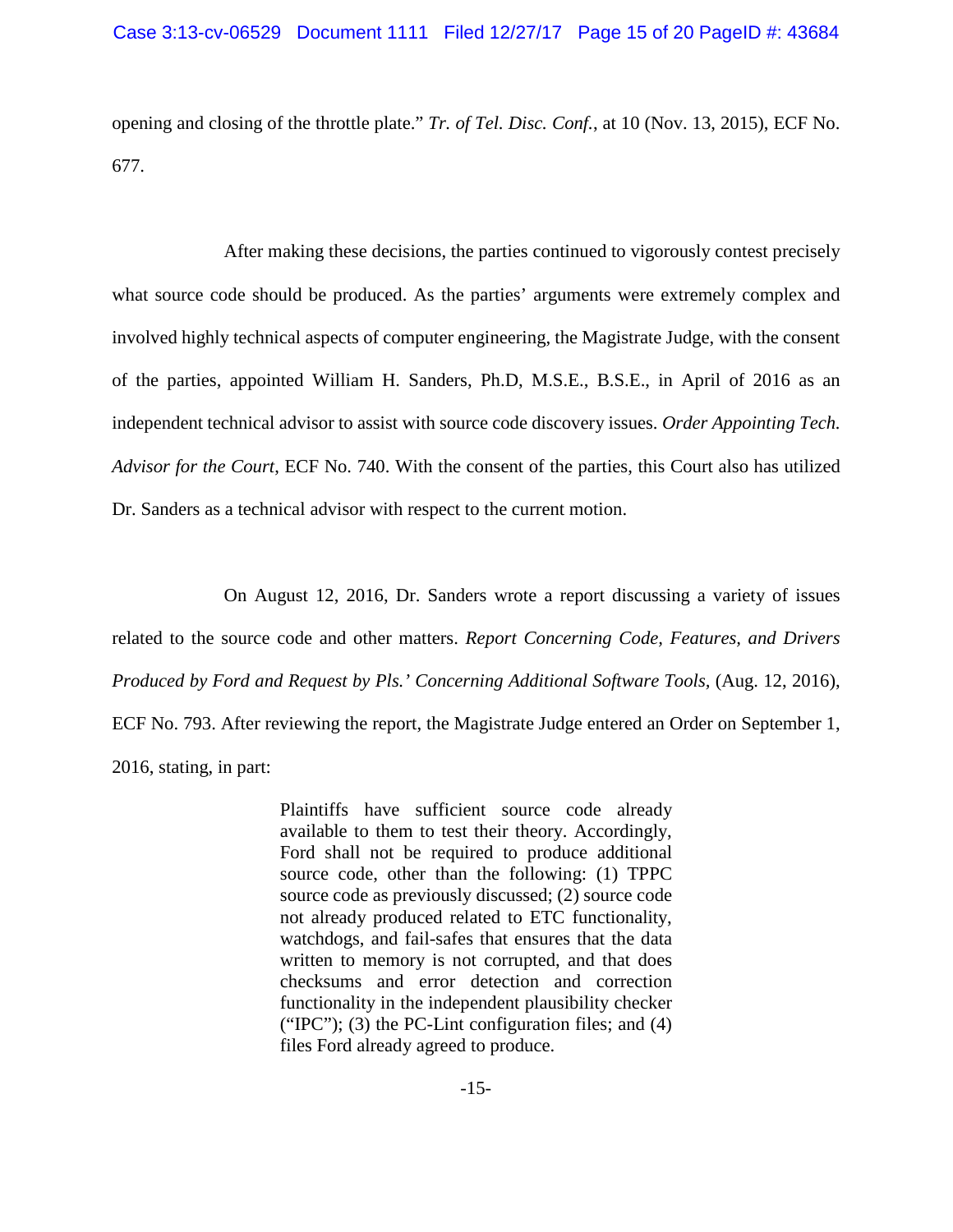opening and closing of the throttle plate." *Tr. of Tel. Disc. Conf.*, at 10 (Nov. 13, 2015), ECF No. 677.

After making these decisions, the parties continued to vigorously contest precisely what source code should be produced. As the parties' arguments were extremely complex and involved highly technical aspects of computer engineering, the Magistrate Judge, with the consent of the parties, appointed William H. Sanders, Ph.D, M.S.E., B.S.E., in April of 2016 as an independent technical advisor to assist with source code discovery issues. *Order Appointing Tech. Advisor for the Court*, ECF No. 740. With the consent of the parties, this Court also has utilized Dr. Sanders as a technical advisor with respect to the current motion.

On August 12, 2016, Dr. Sanders wrote a report discussing a variety of issues related to the source code and other matters. *Report Concerning Code, Features, and Drivers Produced by Ford and Request by Pls.' Concerning Additional Software Tools*, (Aug. 12, 2016), ECF No. 793. After reviewing the report, the Magistrate Judge entered an Order on September 1, 2016, stating, in part:

> Plaintiffs have sufficient source code already available to them to test their theory. Accordingly, Ford shall not be required to produce additional source code, other than the following: (1) TPPC source code as previously discussed; (2) source code not already produced related to ETC functionality, watchdogs, and fail-safes that ensures that the data written to memory is not corrupted, and that does checksums and error detection and correction functionality in the independent plausibility checker ("IPC"); (3) the PC-Lint configuration files; and (4) files Ford already agreed to produce.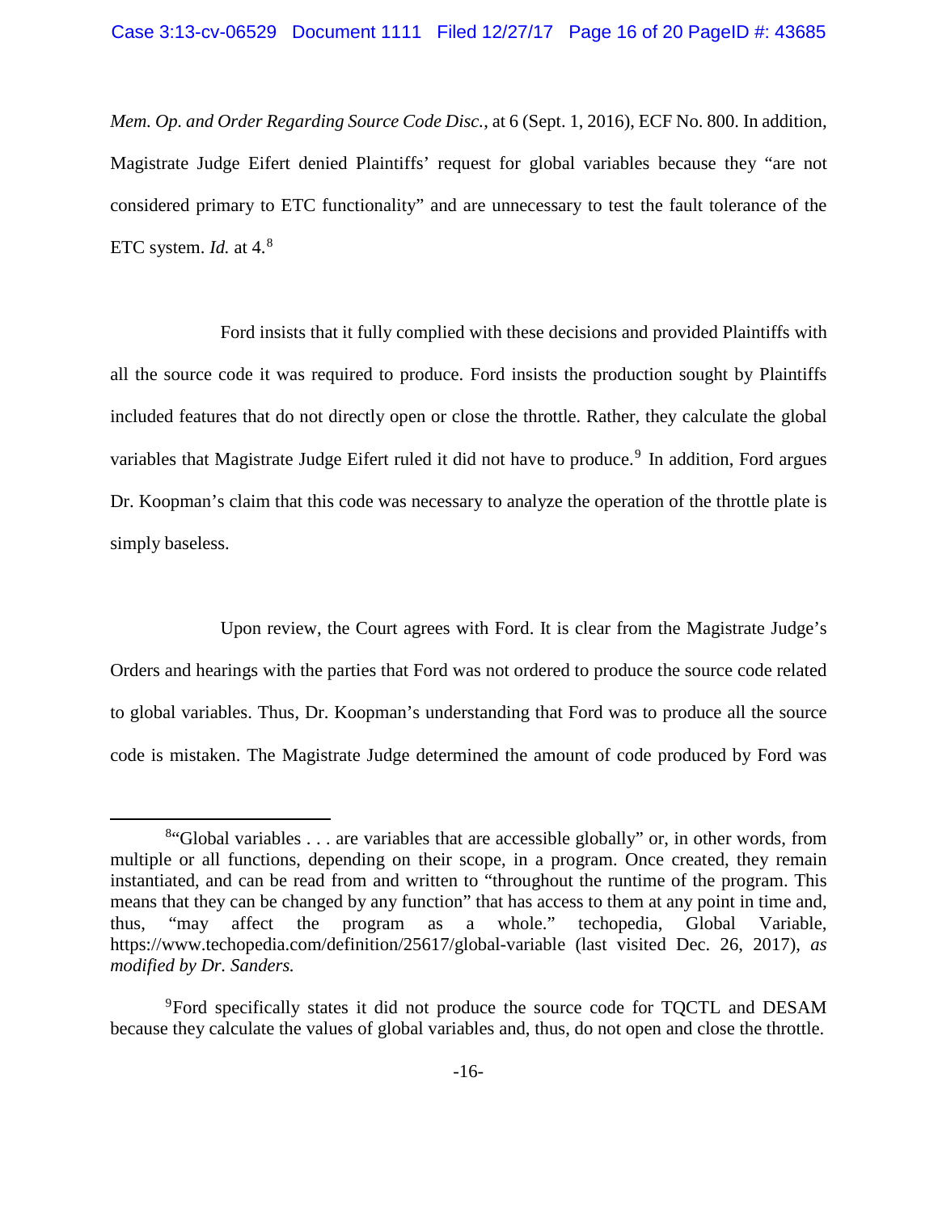*Mem. Op. and Order Regarding Source Code Disc.*, at 6 (Sept. 1, 2016), ECF No. 800. In addition, Magistrate Judge Eifert denied Plaintiffs' request for global variables because they "are not considered primary to ETC functionality" and are unnecessary to test the fault tolerance of the ETC system. *Id.* at 4.[8]

Ford insists that it fully complied with these decisions and provided Plaintiffs with all the source code it was required to produce. Ford insists the production sought by Plaintiffs included features that do not directly open or close the throttle. Rather, they calculate the global variables that Magistrate Judge Eifert ruled it did not have to produce.[9] In addition, Ford argues Dr. Koopman's claim that this code was necessary to analyze the operation of the throttle plate is simply baseless.

Upon review, the Court agrees with Ford. It is clear from the Magistrate Judge's Orders and hearings with the parties that Ford was not ordered to produce the source code related to global variables. Thus, Dr. Koopman's understanding that Ford was to produce all the source code is mistaken. The Magistrate Judge determined the amount of code produced by Ford was

---

[8]"Global variables . . . are variables that are accessible globally" or, in other words, from multiple or all functions, depending on their scope, in a program. Once created, they remain instantiated, and can be read from and written to "throughout the runtime of the program. This means that they can be changed by any function" that has access to them at any point in time and, thus, "may affect the program as a whole." techopedia, Global Variable, https://www.techopedia.com/definition/25617/global-variable (last visited Dec. 26, 2017), *as modified by Dr. Sanders.*

[9]Ford specifically states it did not produce the source code for TQCTL and DESAM because they calculate the values of global variables and, thus, do not open and close the throttle.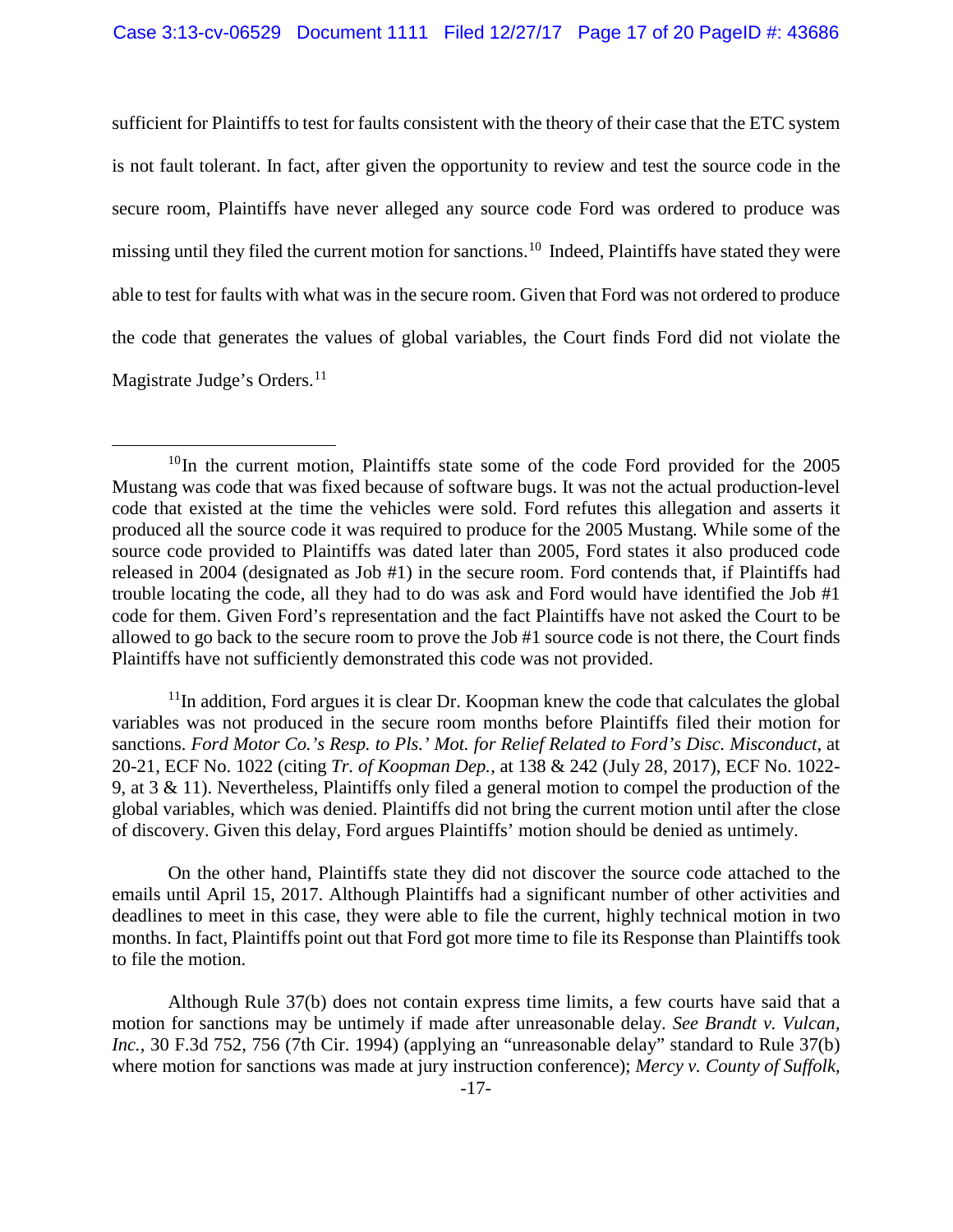sufficient for Plaintiffs to test for faults consistent with the theory of their case that the ETC system is not fault tolerant. In fact, after given the opportunity to review and test the source code in the secure room, Plaintiffs have never alleged any source code Ford was ordered to produce was missing until they filed the current motion for sanctions.[10] Indeed, Plaintiffs have stated they were able to test for faults with what was in the secure room. Given that Ford was not ordered to produce the code that generates the values of global variables, the Court finds Ford did not violate the Magistrate Judge's Orders.[11]

---

[10] In the current motion, Plaintiffs state some of the code Ford provided for the 2005 Mustang was code that was fixed because of software bugs. It was not the actual production-level code that existed at the time the vehicles were sold. Ford refutes this allegation and asserts it produced all the source code it was required to produce for the 2005 Mustang. While some of the source code provided to Plaintiffs was dated later than 2005, Ford states it also produced code released in 2004 (designated as Job #1) in the secure room. Ford contends that, if Plaintiffs had trouble locating the code, all they had to do was ask and Ford would have identified the Job #1 code for them. Given Ford's representation and the fact Plaintiffs have not asked the Court to be allowed to go back to the secure room to prove the Job #1 source code is not there, the Court finds Plaintiffs have not sufficiently demonstrated this code was not provided.

[11] In addition, Ford argues it is clear Dr. Koopman knew the code that calculates the global variables was not produced in the secure room months before Plaintiffs filed their motion for sanctions. *Ford Motor Co.'s Resp. to Pls.' Mot. for Relief Related to Ford's Disc. Misconduct*, at 20-21, ECF No. 1022 (citing *Tr. of Koopman Dep.*, at 138 & 242 (July 28, 2017), ECF No. 1022-9, at 3 & 11). Nevertheless, Plaintiffs only filed a general motion to compel the production of the global variables, which was denied. Plaintiffs did not bring the current motion until after the close of discovery. Given this delay, Ford argues Plaintiffs' motion should be denied as untimely.

On the other hand, Plaintiffs state they did not discover the source code attached to the emails until April 15, 2017. Although Plaintiffs had a significant number of other activities and deadlines to meet in this case, they were able to file the current, highly technical motion in two months. In fact, Plaintiffs point out that Ford got more time to file its Response than Plaintiffs took to file the motion.

Although Rule 37(b) does not contain express time limits, a few courts have said that a motion for sanctions may be untimely if made after unreasonable delay. *See Brandt v. Vulcan, Inc.*, 30 F.3d 752, 756 (7th Cir. 1994) (applying an "unreasonable delay" standard to Rule 37(b) where motion for sanctions was made at jury instruction conference); *Mercy v. County of Suffolk,*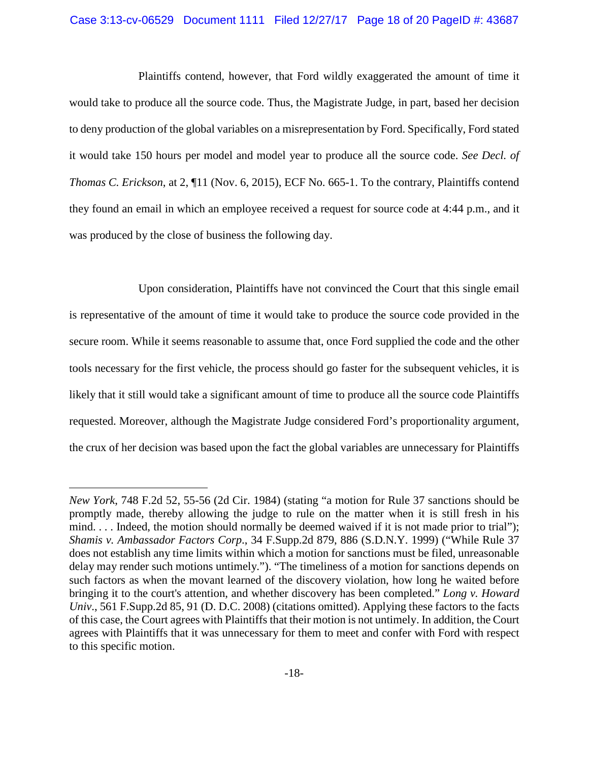Plaintiffs contend, however, that Ford wildly exaggerated the amount of time it would take to produce all the source code. Thus, the Magistrate Judge, in part, based her decision to deny production of the global variables on a misrepresentation by Ford. Specifically, Ford stated it would take 150 hours per model and model year to produce all the source code. *See Decl. of Thomas C. Erickson*, at 2, ¶11 (Nov. 6, 2015), ECF No. 665-1. To the contrary, Plaintiffs contend they found an email in which an employee received a request for source code at 4:44 p.m., and it was produced by the close of business the following day.

Upon consideration, Plaintiffs have not convinced the Court that this single email is representative of the amount of time it would take to produce the source code provided in the secure room. While it seems reasonable to assume that, once Ford supplied the code and the other tools necessary for the first vehicle, the process should go faster for the subsequent vehicles, it is likely that it still would take a significant amount of time to produce all the source code Plaintiffs requested. Moreover, although the Magistrate Judge considered Ford's proportionality argument, the crux of her decision was based upon the fact the global variables are unnecessary for Plaintiffs

---

*New York*, 748 F.2d 52, 55-56 (2d Cir. 1984) (stating "a motion for Rule 37 sanctions should be promptly made, thereby allowing the judge to rule on the matter when it is still fresh in his mind. . . . Indeed, the motion should normally be deemed waived if it is not made prior to trial"); *Shamis v. Ambassador Factors Corp*., 34 F.Supp.2d 879, 886 (S.D.N.Y. 1999) ("While Rule 37 does not establish any time limits within which a motion for sanctions must be filed, unreasonable delay may render such motions untimely."). "The timeliness of a motion for sanctions depends on such factors as when the movant learned of the discovery violation, how long he waited before bringing it to the court's attention, and whether discovery has been completed." *Long v. Howard Univ*., 561 F.Supp.2d 85, 91 (D. D.C. 2008) (citations omitted). Applying these factors to the facts of this case, the Court agrees with Plaintiffs that their motion is not untimely. In addition, the Court agrees with Plaintiffs that it was unnecessary for them to meet and confer with Ford with respect to this specific motion.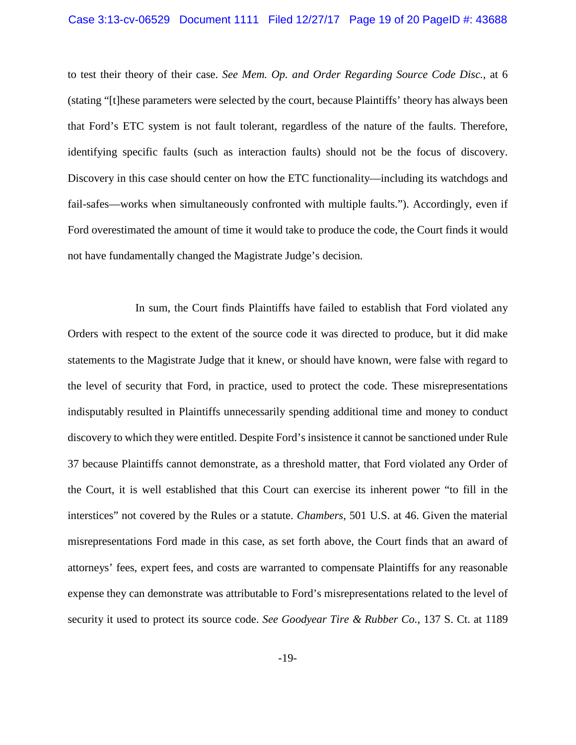to test their theory of their case. *See Mem. Op. and Order Regarding Source Code Disc.*, at 6 (stating "[t]hese parameters were selected by the court, because Plaintiffs' theory has always been that Ford's ETC system is not fault tolerant, regardless of the nature of the faults. Therefore, identifying specific faults (such as interaction faults) should not be the focus of discovery. Discovery in this case should center on how the ETC functionality—including its watchdogs and fail-safes—works when simultaneously confronted with multiple faults."). Accordingly, even if Ford overestimated the amount of time it would take to produce the code, the Court finds it would not have fundamentally changed the Magistrate Judge's decision.

In sum, the Court finds Plaintiffs have failed to establish that Ford violated any Orders with respect to the extent of the source code it was directed to produce, but it did make statements to the Magistrate Judge that it knew, or should have known, were false with regard to the level of security that Ford, in practice, used to protect the code. These misrepresentations indisputably resulted in Plaintiffs unnecessarily spending additional time and money to conduct discovery to which they were entitled. Despite Ford's insistence it cannot be sanctioned under Rule 37 because Plaintiffs cannot demonstrate, as a threshold matter, that Ford violated any Order of the Court, it is well established that this Court can exercise its inherent power "to fill in the interstices" not covered by the Rules or a statute. *Chambers*, 501 U.S. at 46. Given the material misrepresentations Ford made in this case, as set forth above, the Court finds that an award of attorneys' fees, expert fees, and costs are warranted to compensate Plaintiffs for any reasonable expense they can demonstrate was attributable to Ford's misrepresentations related to the level of security it used to protect its source code. *See Goodyear Tire & Rubber Co.*, 137 S. Ct. at 1189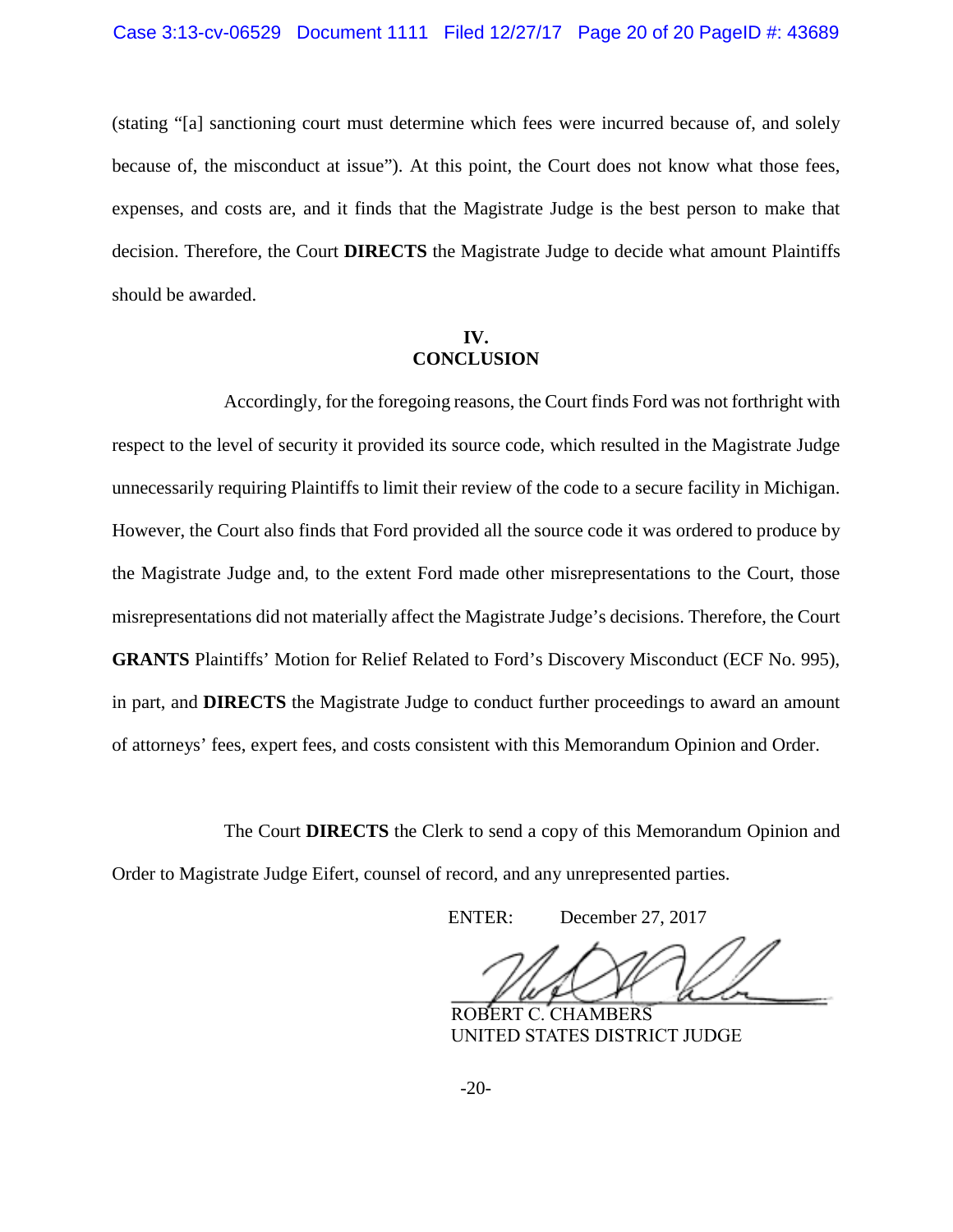(stating "[a] sanctioning court must determine which fees were incurred because of, and solely because of, the misconduct at issue"). At this point, the Court does not know what those fees, expenses, and costs are, and it finds that the Magistrate Judge is the best person to make that decision. Therefore, the Court **DIRECTS** the Magistrate Judge to decide what amount Plaintiffs should be awarded.

## IV. CONCLUSION

Accordingly, for the foregoing reasons, the Court finds Ford was not forthright with respect to the level of security it provided its source code, which resulted in the Magistrate Judge unnecessarily requiring Plaintiffs to limit their review of the code to a secure facility in Michigan. However, the Court also finds that Ford provided all the source code it was ordered to produce by the Magistrate Judge and, to the extent Ford made other misrepresentations to the Court, those misrepresentations did not materially affect the Magistrate Judge's decisions. Therefore, the Court **GRANTS** Plaintiffs' Motion for Relief Related to Ford's Discovery Misconduct (ECF No. 995), in part, and **DIRECTS** the Magistrate Judge to conduct further proceedings to award an amount of attorneys' fees, expert fees, and costs consistent with this Memorandum Opinion and Order.

The Court **DIRECTS** the Clerk to send a copy of this Memorandum Opinion and Order to Magistrate Judge Eifert, counsel of record, and any unrepresented parties.

ENTER: December 27, 2017

ROBERT C. CHAMBERS
UNITED STATES DISTRICT JUDGE